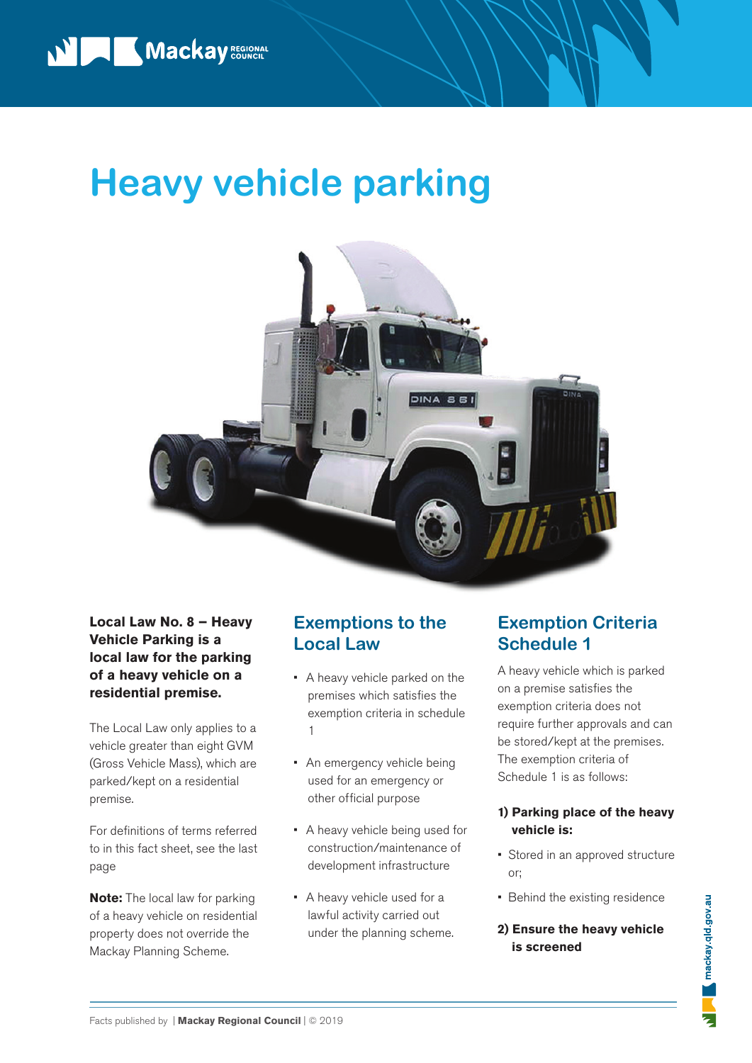# Heavy vehicle parking

**Local Law No. 8 – Heavy Vehicle Parking is a local law for the parking of a heavy vehicle on a residential premise.**

The Local Law only applies to a vehicle greater than eight GVM (Gross Vehicle Mass), which are parked/kept on a residential premise.

For definitions of terms referred to in this fact sheet, see the last page

**Note:** The local law for parking of a heavy vehicle on residential property does not override the Mackay Planning Scheme.

## Exemptions to the Local Law

- A heavy vehicle parked on the premises which satisfies the exemption criteria in schedule 1
- An emergency vehicle being used for an emergency or other official purpose
- A heavy vehicle being used for construction/maintenance of development infrastructure
- A heavy vehicle used for a lawful activity carried out under the planning scheme.

## Exemption Criteria Schedule 1

A heavy vehicle which is parked on a premise satisfies the exemption criteria does not require further approvals and can be stored/kept at the premises. The exemption criteria of Schedule 1 is as follows:

**1) Parking place of the heavy vehicle is:**

- Stored in an approved structure or;
- Behind the existing residence

**2) Ensure the heavy vehicle is screened**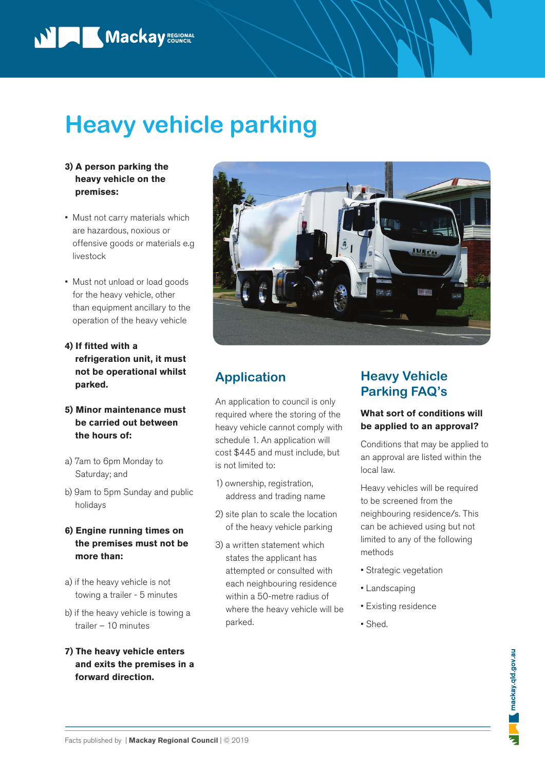# Heavy vehicle parking

**3) A person parking the heavy vehicle on the premises:**

- Must not carry materials which are hazardous, noxious or offensive goods or materials e.g livestock
- Must not unload or load goods for the heavy vehicle, other than equipment ancillary to the operation of the heavy vehicle

**4) If fitted with a refrigeration unit, it must not be operational whilst parked.**

**5) Minor maintenance must be carried out between the hours of:**

a) 7am to 6pm Monday to Saturday; and

b) 9am to 5pm Sunday and public holidays

**6) Engine running times on the premises must not be more than:**

a) if the heavy vehicle is not towing a trailer - 5 minutes

b) if the heavy vehicle is towing a trailer – 10 minutes

**7) The heavy vehicle enters and exits the premises in a forward direction.**

## Application

An application to council is only required where the storing of the heavy vehicle cannot comply with schedule 1. An application will cost $445 and must include, but is not limited to:

1) ownership, registration, address and trading name

2) site plan to scale the location of the heavy vehicle parking

3) a written statement which states the applicant has attempted or consulted with each neighbouring residence within a 50-metre radius of where the heavy vehicle will be parked.

## Heavy Vehicle Parking FAQ's

**What sort of conditions will be applied to an approval?**

Conditions that may be applied to an approval are listed within the local law.

Heavy vehicles will be required to be screened from the neighbouring residence/s. This can be achieved using but not limited to any of the following methods

- Strategic vegetation
- Landscaping
- Existing residence
- Shed.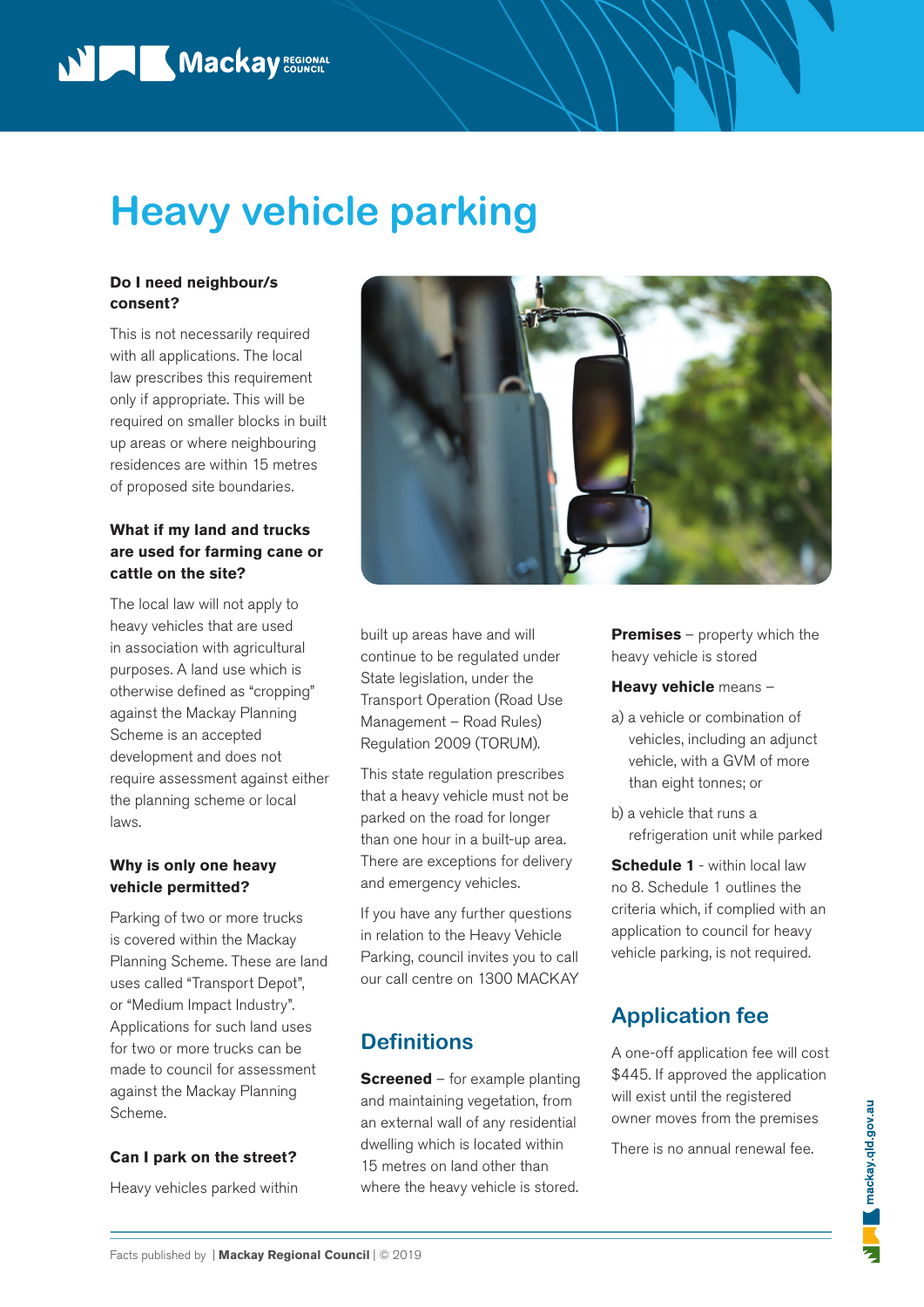# Heavy vehicle parking

**Do I need neighbour/s consent?**

This is not necessarily required with all applications. The local law prescribes this requirement only if appropriate. This will be required on smaller blocks in built up areas or where neighbouring residences are within 15 metres of proposed site boundaries.

**What if my land and trucks are used for farming cane or cattle on the site?**

The local law will not apply to heavy vehicles that are used in association with agricultural purposes. A land use which is otherwise defined as "cropping" against the Mackay Planning Scheme is an accepted development and does not require assessment against either the planning scheme or local laws.

**Why is only one heavy vehicle permitted?**

Parking of two or more trucks is covered within the Mackay Planning Scheme. These are land uses called "Transport Depot", or "Medium Impact Industry". Applications for such land uses for two or more trucks can be made to council for assessment against the Mackay Planning Scheme.

**Can I park on the street?**

Heavy vehicles parked within built up areas have and will continue to be regulated under State legislation, under the Transport Operation (Road Use Management – Road Rules) Regulation 2009 (TORUM).

This state regulation prescribes that a heavy vehicle must not be parked on the road for longer than one hour in a built-up area. There are exceptions for delivery and emergency vehicles.

If you have any further questions in relation to the Heavy Vehicle Parking, council invites you to call our call centre on 1300 MACKAY

## Definitions

**Screened** – for example planting and maintaining vegetation, from an external wall of any residential dwelling which is located within 15 metres on land other than where the heavy vehicle is stored.

**Premises** – property which the heavy vehicle is stored

**Heavy vehicle** means –

a) a vehicle or combination of vehicles, including an adjunct vehicle, with a GVM of more than eight tonnes; or

b) a vehicle that runs a refrigeration unit while parked

**Schedule 1** - within local law no 8. Schedule 1 outlines the criteria which, if complied with an application to council for heavy vehicle parking, is not required.

## Application fee

A one-off application fee will cost $445. If approved the application will exist until the registered owner moves from the premises

There is no annual renewal fee.